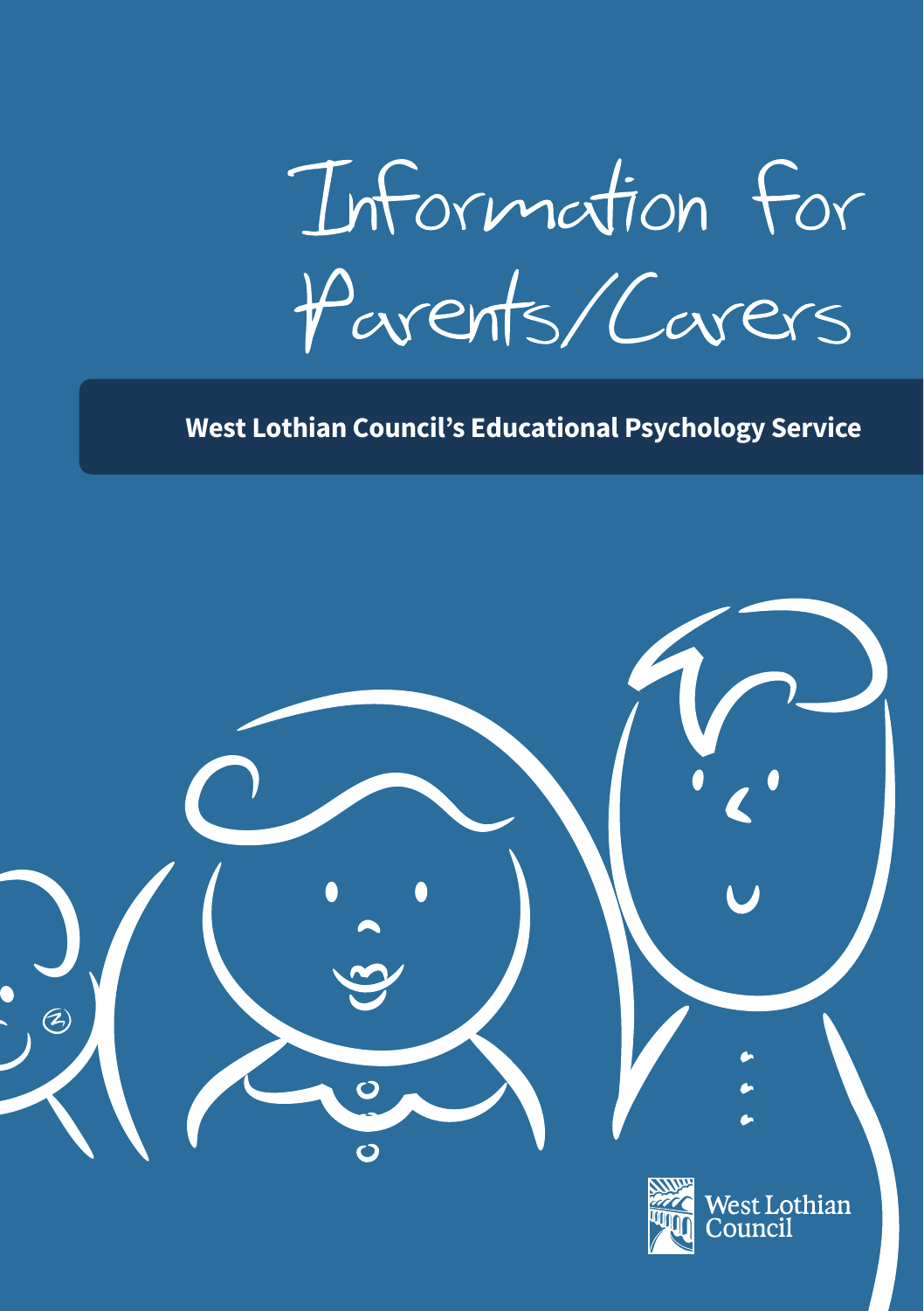# Information for Parents/Carers

**West Lothian Council's Educational Psychology Service**

West Lothian Council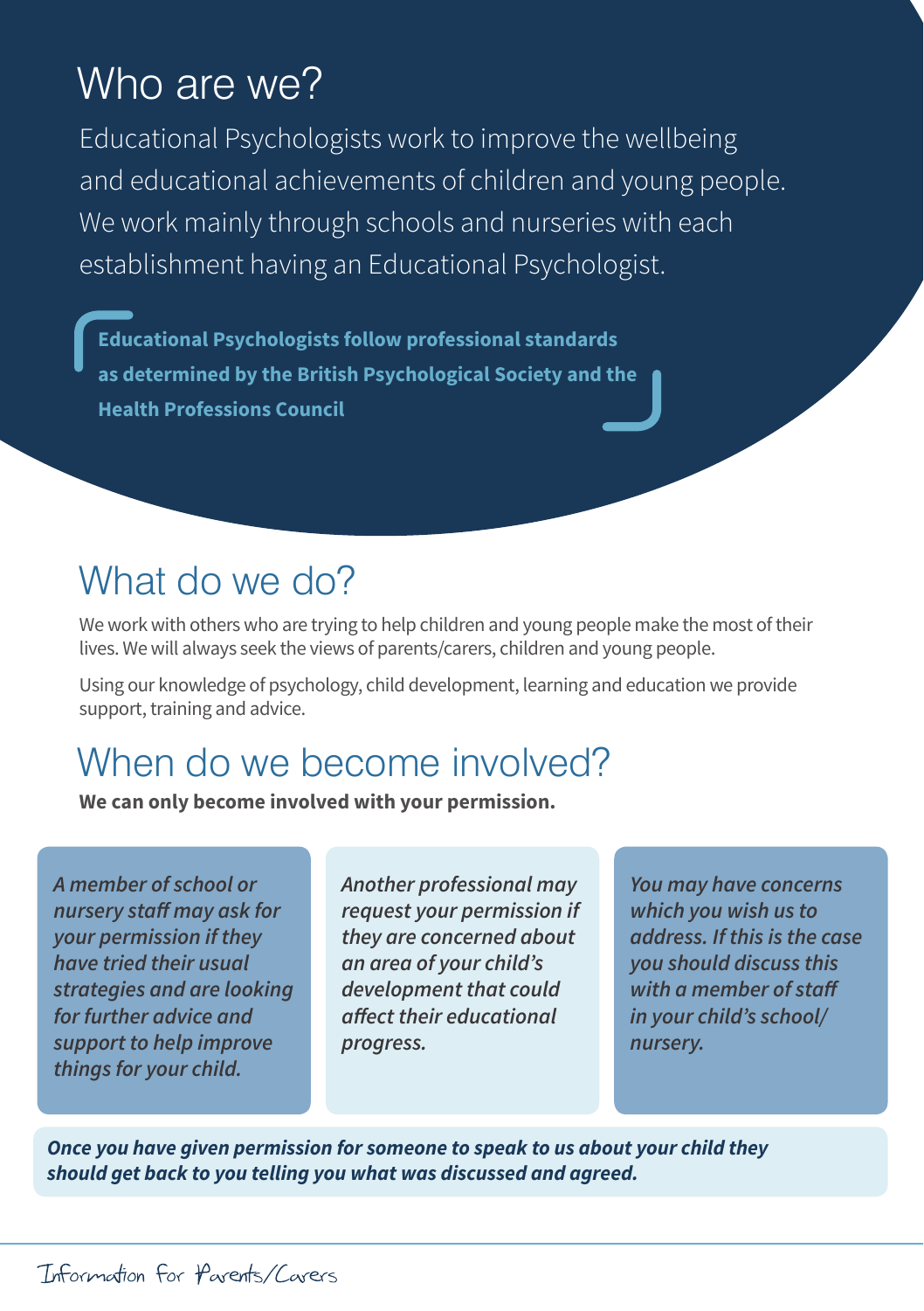## Who are we?

Educational Psychologists work to improve the wellbeing and educational achievements of children and young people. We work mainly through schools and nurseries with each establishment having an Educational Psychologist.

**Educational Psychologists follow professional standards as determined by the British Psychological Society and the Health Professions Council**

## What do we do?

We work with others who are trying to help children and young people make the most of their lives. We will always seek the views of parents/carers, children and young people.

Using our knowledge of psychology, child development, learning and education we provide support, training and advice.

## When do we become involved?

**We can only become involved with your permission.**

***A member of school or nursery staff may ask for your permission if they have tried their usual strategies and are looking for further advice and support to help improve things for your child.***

***Another professional may request your permission if they are concerned about an area of your child's development that could affect their educational progress.***

***You may have concerns which you wish us to address. If this is the case you should discuss this with a member of staff in your child's school/ nursery.***

***Once you have given permission for someone to speak to us about your child they should get back to you telling you what was discussed and agreed.***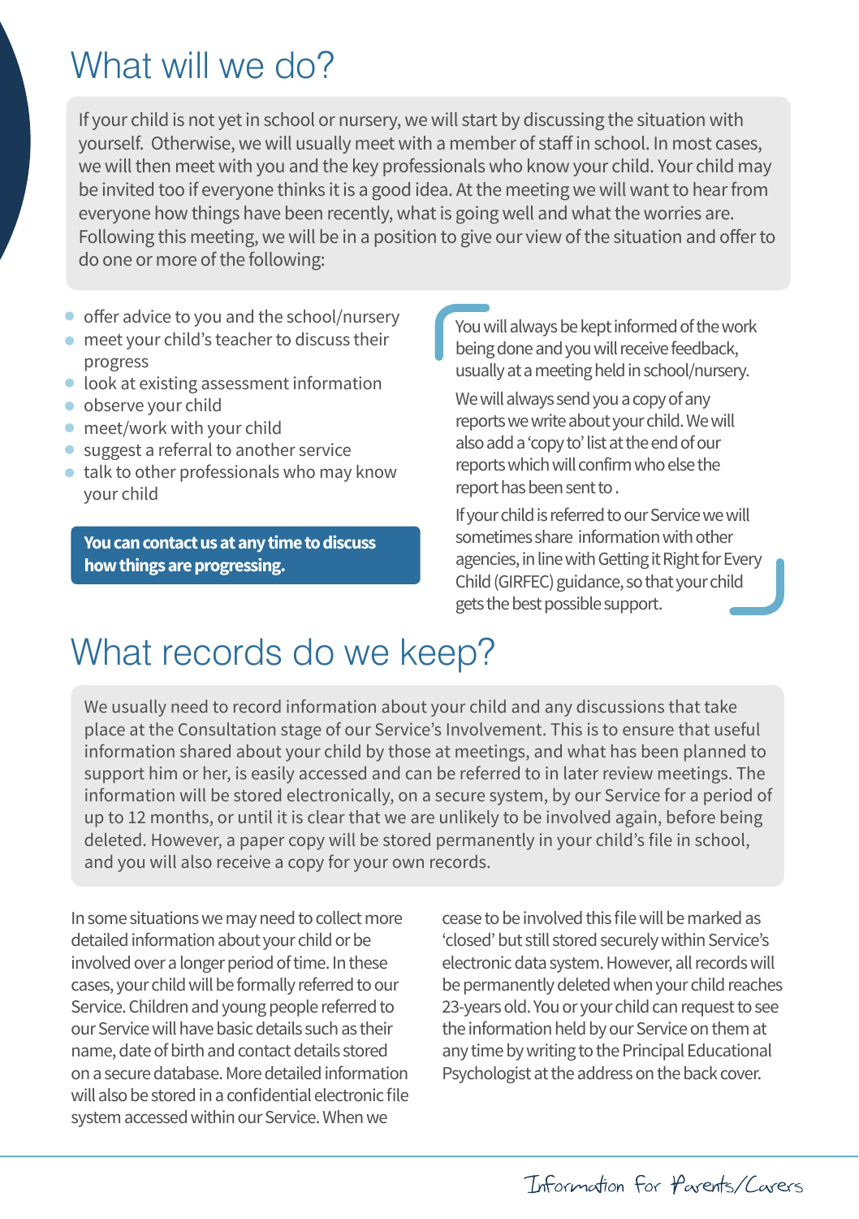# What will we do?

If your child is not yet in school or nursery, we will start by discussing the situation with yourself. Otherwise, we will usually meet with a member of staff in school. In most cases, we will then meet with you and the key professionals who know your child. Your child may be invited too if everyone thinks it is a good idea. At the meeting we will want to hear from everyone how things have been recently, what is going well and what the worries are. Following this meeting, we will be in a position to give our view of the situation and offer to do one or more of the following:

- offer advice to you and the school/nursery
- meet your child's teacher to discuss their progress
- look at existing assessment information
- observe your child
- meet/work with your child
- suggest a referral to another service
- talk to other professionals who may know your child

**You can contact us at any time to discuss how things are progressing.**

You will always be kept informed of the work being done and you will receive feedback, usually at a meeting held in school/nursery.

We will always send you a copy of any reports we write about your child. We will also add a 'copy to' list at the end of our reports which will confirm who else the report has been sent to .

If your child is referred to our Service we will sometimes share information with other agencies, in line with Getting it Right for Every Child (GIRFEC) guidance, so that your child gets the best possible support.

# What records do we keep?

We usually need to record information about your child and any discussions that take place at the Consultation stage of our Service's Involvement. This is to ensure that useful information shared about your child by those at meetings, and what has been planned to support him or her, is easily accessed and can be referred to in later review meetings. The information will be stored electronically, on a secure system, by our Service for a period of up to 12 months, or until it is clear that we are unlikely to be involved again, before being deleted. However, a paper copy will be stored permanently in your child's file in school, and you will also receive a copy for your own records.

In some situations we may need to collect more detailed information about your child or be involved over a longer period of time. In these cases, your child will be formally referred to our Service. Children and young people referred to our Service will have basic details such as their name, date of birth and contact details stored on a secure database. More detailed information will also be stored in a confidential electronic file system accessed within our Service. When we cease to be involved this file will be marked as 'closed' but still stored securely within Service's electronic data system. However, all records will be permanently deleted when your child reaches 23-years old. You or your child can request to see the information held by our Service on them at any time by writing to the Principal Educational Psychologist at the address on the back cover.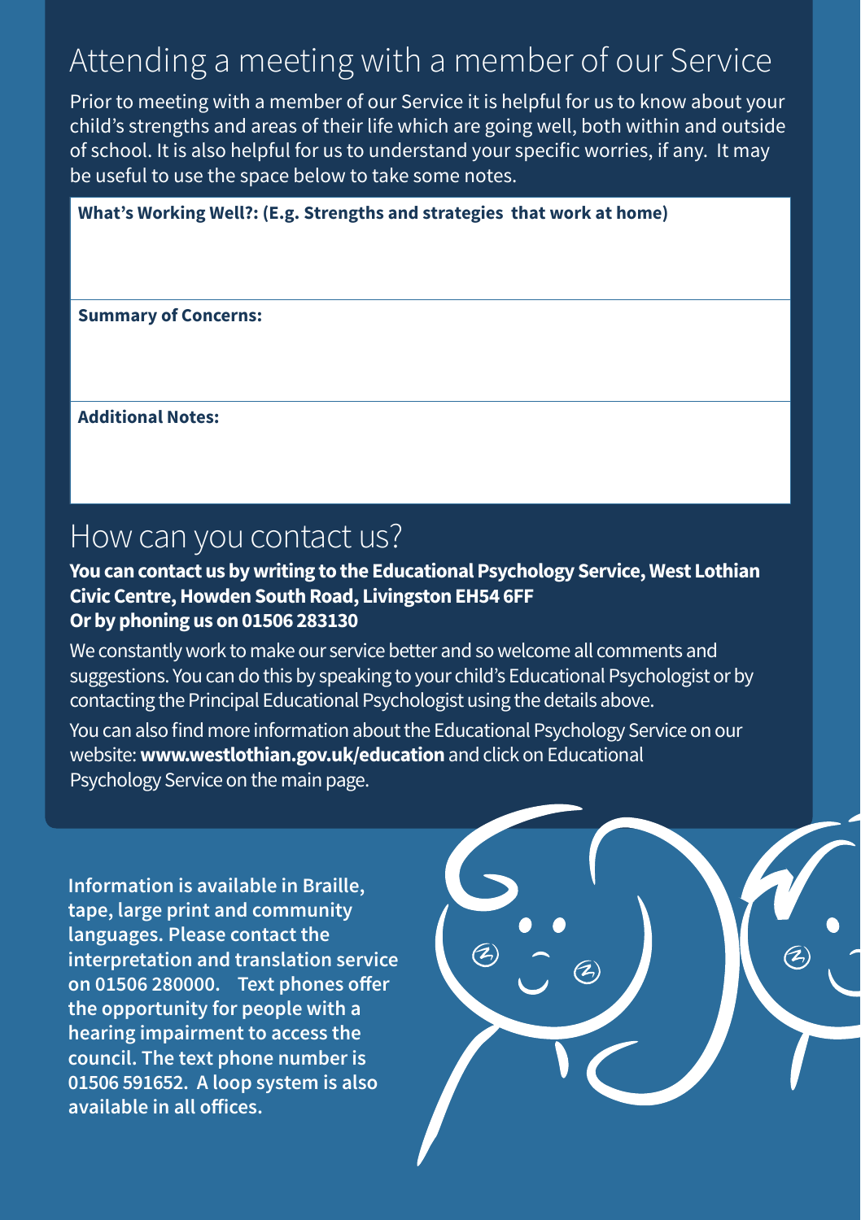## Attending a meeting with a member of our Service

Prior to meeting with a member of our Service it is helpful for us to know about your child's strengths and areas of their life which are going well, both within and outside of school. It is also helpful for us to understand your specific worries, if any. It may be useful to use the space below to take some notes.

| |
|---|
| **What's Working Well?: (E.g. Strengths and strategies that work at home)** |
| **Summary of Concerns:** |
| **Additional Notes:** |

## How can you contact us?

**You can contact us by writing to the Educational Psychology Service, West Lothian Civic Centre, Howden South Road, Livingston EH54 6FF**
**Or by phoning us on 01506 283130**

We constantly work to make our service better and so welcome all comments and suggestions. You can do this by speaking to your child's Educational Psychologist or by contacting the Principal Educational Psychologist using the details above.

You can also find more information about the Educational Psychology Service on our website: **www.westlothian.gov.uk/education** and click on Educational Psychology Service on the main page.

**Information is available in Braille, tape, large print and community languages. Please contact the interpretation and translation service on 01506 280000. Text phones offer the opportunity for people with a hearing impairment to access the council. The text phone number is 01506 591652. A loop system is also available in all offices.**